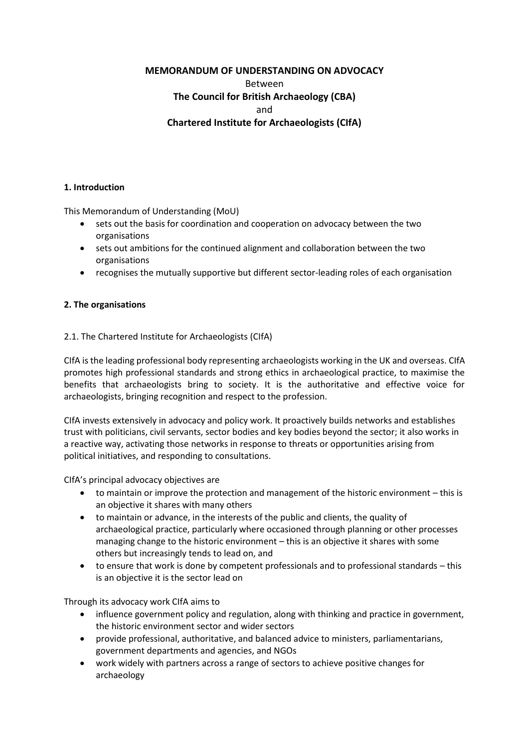**MEMORANDUM OF UNDERSTANDING ON ADVOCACY**

Between

**The Council for British Archaeology (CBA)**

and

**Chartered Institute for Archaeologists (CIfA)**

## 1. Introduction

This Memorandum of Understanding (MoU)

- sets out the basis for coordination and cooperation on advocacy between the two organisations
- sets out ambitions for the continued alignment and collaboration between the two organisations
- recognises the mutually supportive but different sector-leading roles of each organisation

## 2. The organisations

2.1. The Chartered Institute for Archaeologists (CIfA)

CIfA is the leading professional body representing archaeologists working in the UK and overseas. CIfA promotes high professional standards and strong ethics in archaeological practice, to maximise the benefits that archaeologists bring to society. It is the authoritative and effective voice for archaeologists, bringing recognition and respect to the profession.

CIfA invests extensively in advocacy and policy work. It proactively builds networks and establishes trust with politicians, civil servants, sector bodies and key bodies beyond the sector; it also works in a reactive way, activating those networks in response to threats or opportunities arising from political initiatives, and responding to consultations.

CIfA's principal advocacy objectives are

- to maintain or improve the protection and management of the historic environment – this is an objective it shares with many others
- to maintain or advance, in the interests of the public and clients, the quality of archaeological practice, particularly where occasioned through planning or other processes managing change to the historic environment – this is an objective it shares with some others but increasingly tends to lead on, and
- to ensure that work is done by competent professionals and to professional standards – this is an objective it is the sector lead on

Through its advocacy work CIfA aims to

- influence government policy and regulation, along with thinking and practice in government, the historic environment sector and wider sectors
- provide professional, authoritative, and balanced advice to ministers, parliamentarians, government departments and agencies, and NGOs
- work widely with partners across a range of sectors to achieve positive changes for archaeology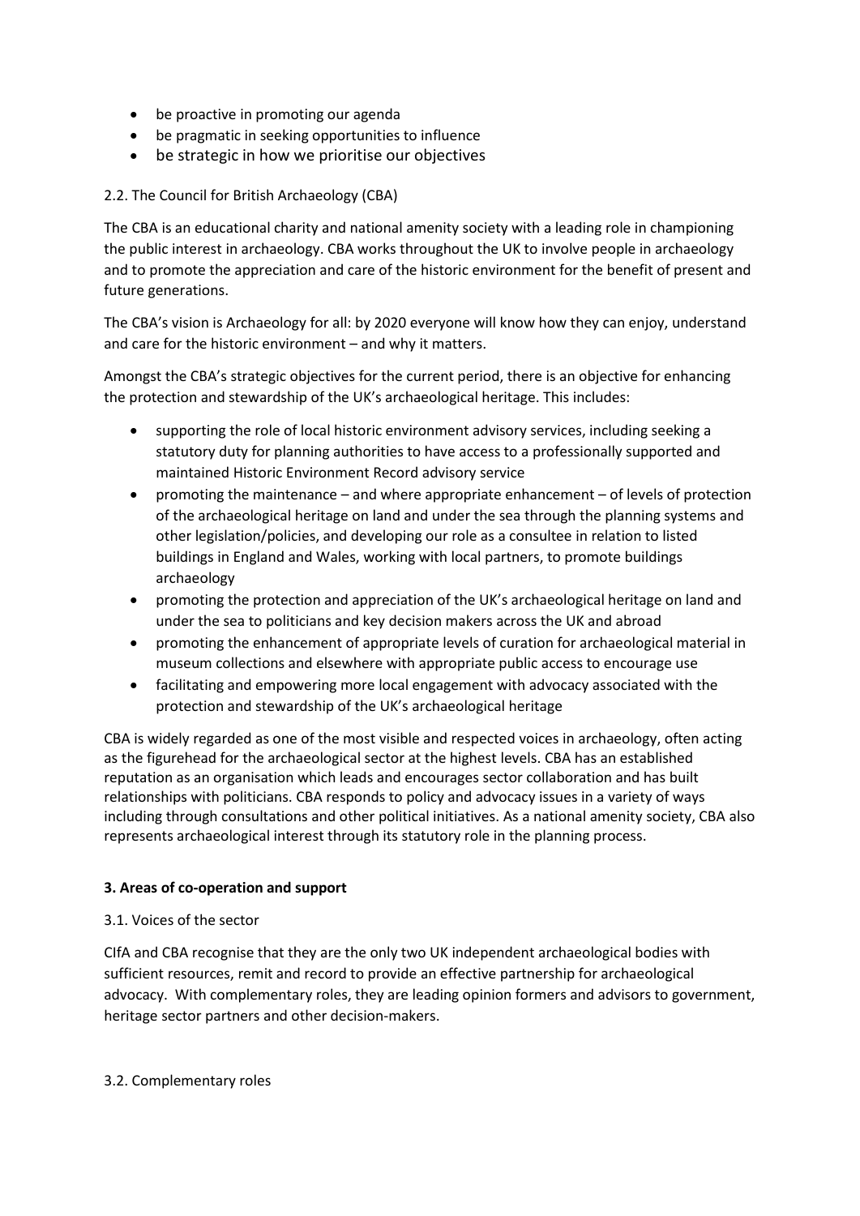- be proactive in promoting our agenda
- be pragmatic in seeking opportunities to influence
- be strategic in how we prioritise our objectives

2.2. The Council for British Archaeology (CBA)

The CBA is an educational charity and national amenity society with a leading role in championing the public interest in archaeology. CBA works throughout the UK to involve people in archaeology and to promote the appreciation and care of the historic environment for the benefit of present and future generations.

The CBA's vision is Archaeology for all: by 2020 everyone will know how they can enjoy, understand and care for the historic environment – and why it matters.

Amongst the CBA's strategic objectives for the current period, there is an objective for enhancing the protection and stewardship of the UK's archaeological heritage. This includes:

- supporting the role of local historic environment advisory services, including seeking a statutory duty for planning authorities to have access to a professionally supported and maintained Historic Environment Record advisory service
- promoting the maintenance – and where appropriate enhancement – of levels of protection of the archaeological heritage on land and under the sea through the planning systems and other legislation/policies, and developing our role as a consultee in relation to listed buildings in England and Wales, working with local partners, to promote buildings archaeology
- promoting the protection and appreciation of the UK's archaeological heritage on land and under the sea to politicians and key decision makers across the UK and abroad
- promoting the enhancement of appropriate levels of curation for archaeological material in museum collections and elsewhere with appropriate public access to encourage use
- facilitating and empowering more local engagement with advocacy associated with the protection and stewardship of the UK's archaeological heritage

CBA is widely regarded as one of the most visible and respected voices in archaeology, often acting as the figurehead for the archaeological sector at the highest levels. CBA has an established reputation as an organisation which leads and encourages sector collaboration and has built relationships with politicians. CBA responds to policy and advocacy issues in a variety of ways including through consultations and other political initiatives. As a national amenity society, CBA also represents archaeological interest through its statutory role in the planning process.

**3. Areas of co-operation and support**

3.1. Voices of the sector

CIfA and CBA recognise that they are the only two UK independent archaeological bodies with sufficient resources, remit and record to provide an effective partnership for archaeological advocacy. With complementary roles, they are leading opinion formers and advisors to government, heritage sector partners and other decision-makers.

3.2. Complementary roles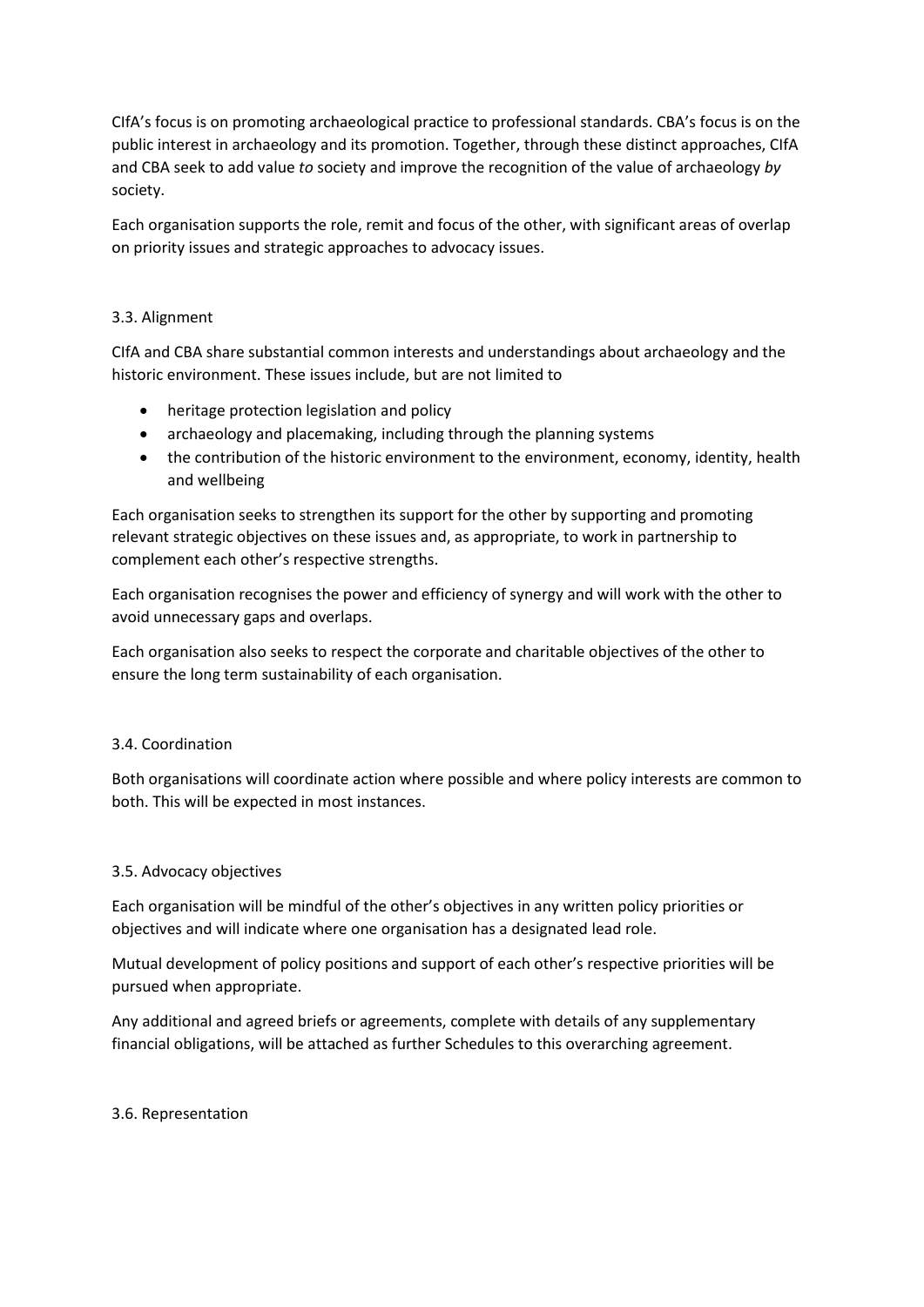CIfA's focus is on promoting archaeological practice to professional standards. CBA's focus is on the public interest in archaeology and its promotion. Together, through these distinct approaches, CIfA and CBA seek to add value *to* society and improve the recognition of the value of archaeology *by* society.

Each organisation supports the role, remit and focus of the other, with significant areas of overlap on priority issues and strategic approaches to advocacy issues.

### 3.3. Alignment

CIfA and CBA share substantial common interests and understandings about archaeology and the historic environment. These issues include, but are not limited to

- heritage protection legislation and policy
- archaeology and placemaking, including through the planning systems
- the contribution of the historic environment to the environment, economy, identity, health and wellbeing

Each organisation seeks to strengthen its support for the other by supporting and promoting relevant strategic objectives on these issues and, as appropriate, to work in partnership to complement each other's respective strengths.

Each organisation recognises the power and efficiency of synergy and will work with the other to avoid unnecessary gaps and overlaps.

Each organisation also seeks to respect the corporate and charitable objectives of the other to ensure the long term sustainability of each organisation.

### 3.4. Coordination

Both organisations will coordinate action where possible and where policy interests are common to both. This will be expected in most instances.

### 3.5. Advocacy objectives

Each organisation will be mindful of the other's objectives in any written policy priorities or objectives and will indicate where one organisation has a designated lead role.

Mutual development of policy positions and support of each other's respective priorities will be pursued when appropriate.

Any additional and agreed briefs or agreements, complete with details of any supplementary financial obligations, will be attached as further Schedules to this overarching agreement.

### 3.6. Representation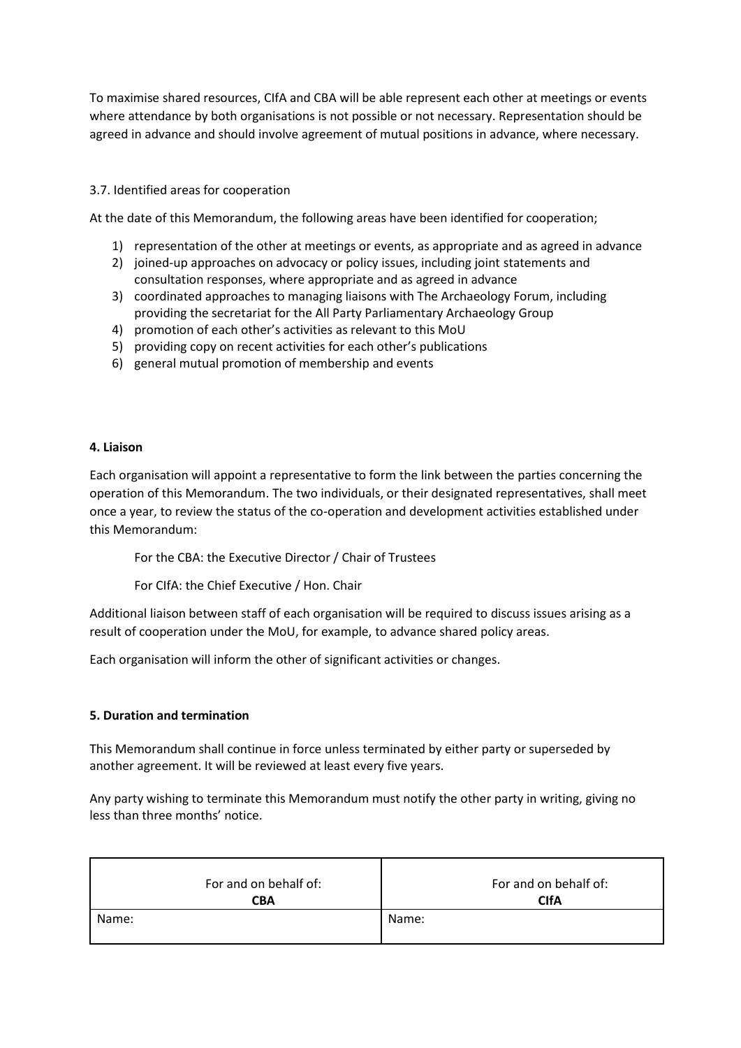To maximise shared resources, CIfA and CBA will be able represent each other at meetings or events where attendance by both organisations is not possible or not necessary. Representation should be agreed in advance and should involve agreement of mutual positions in advance, where necessary.

3.7. Identified areas for cooperation

At the date of this Memorandum, the following areas have been identified for cooperation;

1) representation of the other at meetings or events, as appropriate and as agreed in advance
2) joined-up approaches on advocacy or policy issues, including joint statements and consultation responses, where appropriate and as agreed in advance
3) coordinated approaches to managing liaisons with The Archaeology Forum, including providing the secretariat for the All Party Parliamentary Archaeology Group
4) promotion of each other's activities as relevant to this MoU
5) providing copy on recent activities for each other's publications
6) general mutual promotion of membership and events

**4. Liaison**

Each organisation will appoint a representative to form the link between the parties concerning the operation of this Memorandum. The two individuals, or their designated representatives, shall meet once a year, to review the status of the co-operation and development activities established under this Memorandum:

For the CBA: the Executive Director / Chair of Trustees

For CIfA: the Chief Executive / Hon. Chair

Additional liaison between staff of each organisation will be required to discuss issues arising as a result of cooperation under the MoU, for example, to advance shared policy areas.

Each organisation will inform the other of significant activities or changes.

**5. Duration and termination**

This Memorandum shall continue in force unless terminated by either party or superseded by another agreement. It will be reviewed at least every five years.

Any party wishing to terminate this Memorandum must notify the other party in writing, giving no less than three months' notice.

| For and on behalf of: **CBA** | For and on behalf of: **CIfA** |
|---|---|
| Name: | Name: |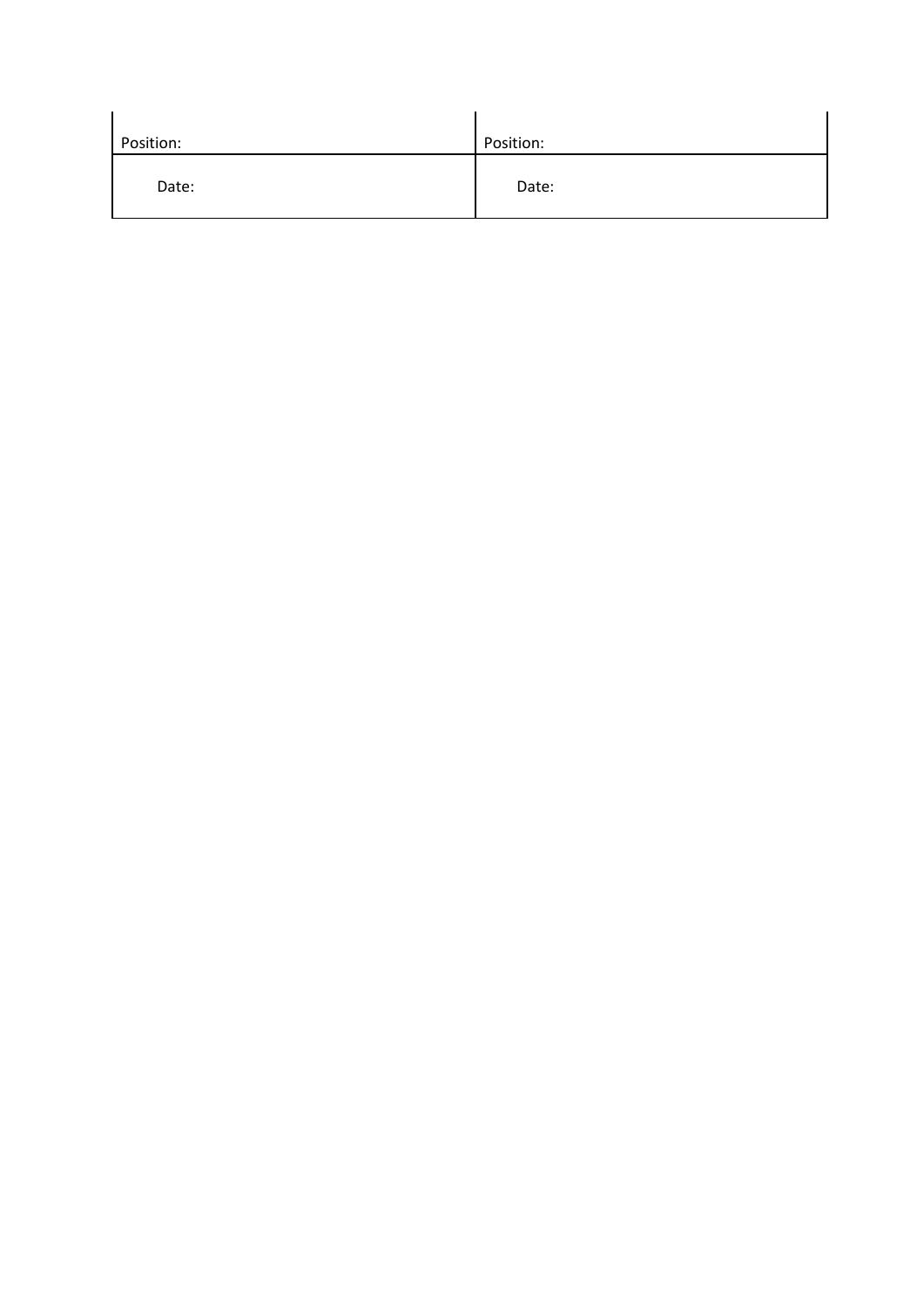| | |
|---|---|
| Position: | Position: |
| Date: | Date: |